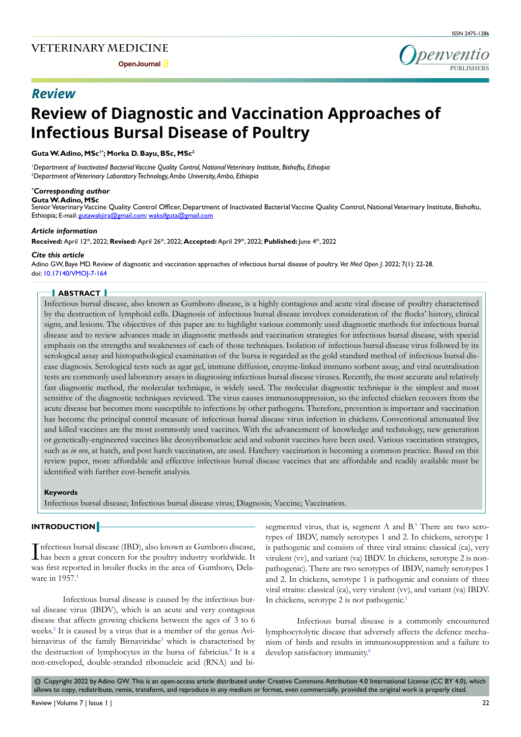## Review

# Review of Diagnostic and Vaccination Approaches of Infectious Bursal Disease of Poultry

**Guta W. Adino, MSc[1*]; Morka D. Bayu, BSc, MSc[2]**

[1]*Department of Inactivated Bacterial Vaccine Quality Control, National Veterinary Institute, Bishoftu, Ethiopia*
[2]*Department of Veterinary Laboratory Technology, Ambo University, Ambo, Ethiopia*

***Corresponding author**
**Guta W. Adino, MSc**
Senior Veterinary Vaccine Quality Control Officer, Department of Inactivated Bacterial Vaccine Quality Control, National Veterinary Institute, Bishoftu, Ethiopia; E-mail: gutawakjira@gmail.com; waksifguta@gmail.com

***Article information***
**Received:** April 12th, 2022; **Revised:** April 26th, 2022; **Accepted:** April 29th, 2022; **Published:** June 4th, 2022

***Cite this article***
Adino GW, Baye MD. Review of diagnostic and vaccination approaches of infectious bursal disease of poultry. *Vet Med Open J*. 2022; 7(1): 22-28. doi: 10.17140/VMOJ-7-164

## ABSTRACT

Infectious bursal disease, also known as Gumboro disease, is a highly contagious and acute viral disease of poultry characterised by the destruction of lymphoid cells. Diagnosis of infectious bursal disease involves consideration of the flocks' history, clinical signs, and lesions. The objectives of this paper are to highlight various commonly used diagnostic methods for infectious bursal disease and to review advances made in diagnostic methods and vaccination strategies for infectious bursal disease, with special emphasis on the strengths and weaknesses of each of those techniques. Isolation of infectious bursal disease virus followed by its serological assay and histopathological examination of the bursa is regarded as the gold standard method of infectious bursal disease diagnosis. Serological tests such as agar gel, immune diffusion, enzyme-linked immuno sorbent assay, and viral neutralisation tests are commonly used laboratory assays in diagnosing infectious bursal disease viruses. Recently, the most accurate and relatively fast diagnostic method, the molecular technique, is widely used. The molecular diagnostic technique is the simplest and most sensitive of the diagnostic techniques reviewed. The virus causes immunosuppression, so the infected chicken recovers from the acute disease but becomes more susceptible to infections by other pathogens. Therefore, prevention is important and vaccination has become the principal control measure of infectious bursal disease virus infection in chickens. Conventional attenuated live and killed vaccines are the most commonly used vaccines. With the advancement of knowledge and technology, new generation or genetically-engineered vaccines like deoxyribonucleic acid and subunit vaccines have been used. Various vaccination strategies, such as *in ovo*, at hatch, and post hatch vaccination, are used. Hatchery vaccination is becoming a common practice. Based on this review paper, more affordable and effective infectious bursal disease vaccines that are affordable and readily available must be identified with further cost-benefit analysis.

**Keywords**
Infectious bursal disease; Infectious bursal disease virus; Diagnosis; Vaccine; Vaccination.

## INTRODUCTION

Infectious bursal disease (IBD), also known as Gumboro disease, has been a great concern for the poultry industry worldwide. It was first reported in broiler flocks in the area of Gumboro, Delaware in 1957.[1]

Infectious bursal disease is caused by the infectious bursal disease virus (IBDV), which is an acute and very contagious disease that affects growing chickens between the ages of 3 to 6 weeks.[2] It is caused by a virus that is a member of the genus Avibirnavirus of the family Birnaviridae[3] which is characterised by the destruction of lymphocytes in the bursa of fabricius.[4] It is a non-enveloped, double-stranded ribonucleic acid (RNA) and bi-segmented virus, that is, segment A and B.[5] There are two serotypes of IBDV, namely serotypes 1 and 2. In chickens, serotype 1 is pathogenic and consists of three viral strains: classical (ca), very virulent (vv), and variant (va) IBDV. In chickens, serotype 2 is non-pathogenic). There are two serotypes of IBDV, namely serotypes 1 and 2. In chickens, serotype 1 is pathogenic and consists of three viral strains: classical (ca), very virulent (vv), and variant (va) IBDV. In chickens, serotype 2 is not pathogenic.[1]

Infectious bursal disease is a commonly encountered lymphocytolytic disease that adversely affects the defence mechanism of birds and results in immunosuppression and a failure to develop satisfactory immunity.[6]

© Copyright 2022 by Adino GW. This is an open-access article distributed under Creative Commons Attribution 4.0 International License (CC BY 4.0), which allows to copy, redistribute, remix, transform, and reproduce in any medium or format, even commercially, provided the original work is properly cited.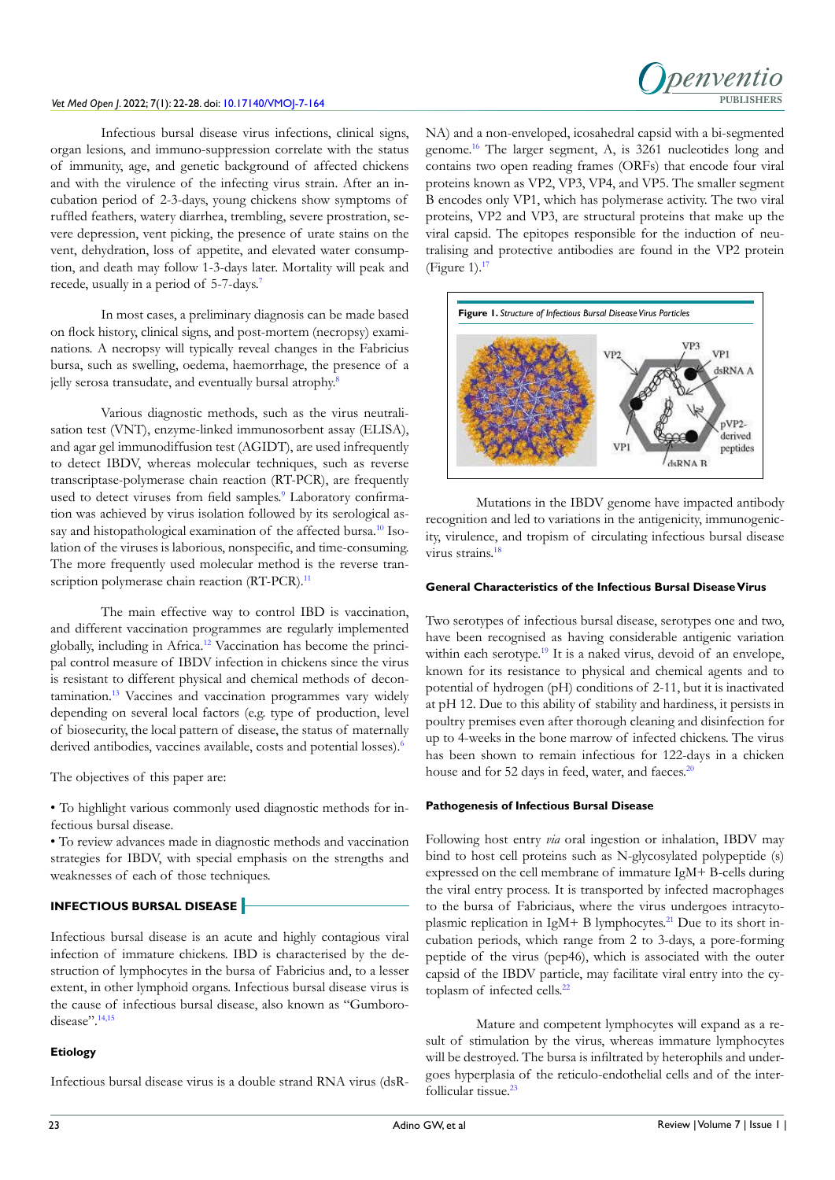Infectious bursal disease virus infections, clinical signs, organ lesions, and immuno-suppression correlate with the status of immunity, age, and genetic background of affected chickens and with the virulence of the infecting virus strain. After an incubation period of 2-3-days, young chickens show symptoms of ruffled feathers, watery diarrhea, trembling, severe prostration, severe depression, vent picking, the presence of urate stains on the vent, dehydration, loss of appetite, and elevated water consumption, and death may follow 1-3-days later. Mortality will peak and recede, usually in a period of 5-7-days.[7]

In most cases, a preliminary diagnosis can be made based on flock history, clinical signs, and post-mortem (necropsy) examinations. A necropsy will typically reveal changes in the Fabricius bursa, such as swelling, oedema, haemorrhage, the presence of a jelly serosa transudate, and eventually bursal atrophy.[8]

Various diagnostic methods, such as the virus neutralisation test (VNT), enzyme-linked immunosorbent assay (ELISA), and agar gel immunodiffusion test (AGIDT), are used infrequently to detect IBDV, whereas molecular techniques, such as reverse transcriptase-polymerase chain reaction (RT-PCR), are frequently used to detect viruses from field samples.[9] Laboratory confirmation was achieved by virus isolation followed by its serological assay and histopathological examination of the affected bursa.[10] Isolation of the viruses is laborious, nonspecific, and time-consuming. The more frequently used molecular method is the reverse transcription polymerase chain reaction (RT-PCR).[11]

The main effective way to control IBD is vaccination, and different vaccination programmes are regularly implemented globally, including in Africa.[12] Vaccination has become the principal control measure of IBDV infection in chickens since the virus is resistant to different physical and chemical methods of decontamination.[13] Vaccines and vaccination programmes vary widely depending on several local factors (e.g. type of production, level of biosecurity, the local pattern of disease, the status of maternally derived antibodies, vaccines available, costs and potential losses).[6]

The objectives of this paper are:

- To highlight various commonly used diagnostic methods for infectious bursal disease.
- To review advances made in diagnostic methods and vaccination strategies for IBDV, with special emphasis on the strengths and weaknesses of each of those techniques.

## INFECTIOUS BURSAL DISEASE

Infectious bursal disease is an acute and highly contagious viral infection of immature chickens. IBD is characterised by the destruction of lymphocytes in the bursa of Fabricius and, to a lesser extent, in other lymphoid organs. Infectious bursal disease virus is the cause of infectious bursal disease, also known as "Gumboro-disease".[14,15]

### Etiology

Infectious bursal disease virus is a double strand RNA virus (dsRNA) and a non-enveloped, icosahedral capsid with a bi-segmented genome.[16] The larger segment, A, is 3261 nucleotides long and contains two open reading frames (ORFs) that encode four viral proteins known as VP2, VP3, VP4, and VP5. The smaller segment B encodes only VP1, which has polymerase activity. The two viral proteins, VP2 and VP3, are structural proteins that make up the viral capsid. The epitopes responsible for the induction of neutralising and protective antibodies are found in the VP2 protein (Figure 1).[17]

**Figure 1.** *Structure of Infectious Bursal Disease Virus Particles*

Mutations in the IBDV genome have impacted antibody recognition and led to variations in the antigenicity, immunogenicity, virulence, and tropism of circulating infectious bursal disease virus strains.[18]

### General Characteristics of the Infectious Bursal Disease Virus

Two serotypes of infectious bursal disease, serotypes one and two, have been recognised as having considerable antigenic variation within each serotype.[19] It is a naked virus, devoid of an envelope, known for its resistance to physical and chemical agents and to potential of hydrogen (pH) conditions of 2-11, but it is inactivated at pH 12. Due to this ability of stability and hardiness, it persists in poultry premises even after thorough cleaning and disinfection for up to 4-weeks in the bone marrow of infected chickens. The virus has been shown to remain infectious for 122-days in a chicken house and for 52 days in feed, water, and faeces.[20]

### Pathogenesis of Infectious Bursal Disease

Following host entry *via* oral ingestion or inhalation, IBDV may bind to host cell proteins such as N-glycosylated polypeptide (s) expressed on the cell membrane of immature IgM+ B-cells during the viral entry process. It is transported by infected macrophages to the bursa of Fabricius, where the virus undergoes intracytoplasmic replication in IgM+ B lymphocytes.[21] Due to its short incubation periods, which range from 2 to 3-days, a pore-forming peptide of the virus (pep46), which is associated with the outer capsid of the IBDV particle, may facilitate viral entry into the cytoplasm of infected cells.[22]

Mature and competent lymphocytes will expand as a result of stimulation by the virus, whereas immature lymphocytes will be destroyed. The bursa is infiltrated by heterophils and undergoes hyperplasia of the reticulo-endothelial cells and of the interfollicular tissue.[23]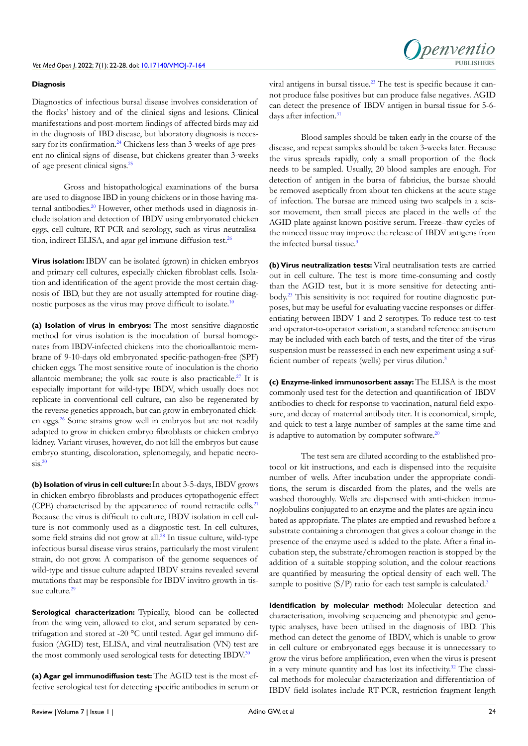#### Diagnosis

Diagnostics of infectious bursal disease involves consideration of the flocks' history and of the clinical signs and lesions. Clinical manifestations and post-mortem findings of affected birds may aid in the diagnosis of IBD disease, but laboratory diagnosis is necessary for its confirmation.[24] Chickens less than 3-weeks of age present no clinical signs of disease, but chickens greater than 3-weeks of age present clinical signs.[25]

Gross and histopathological examinations of the bursa are used to diagnose IBD in young chickens or in those having maternal antibodies.[20] However, other methods used in diagnosis include isolation and detection of IBDV using embryonated chicken eggs, cell culture, RT-PCR and serology, such as virus neutralisation, indirect ELISA, and agar gel immune diffusion test.[26]

**Virus isolation:** IBDV can be isolated (grown) in chicken embryos and primary cell cultures, especially chicken fibroblast cells. Isolation and identification of the agent provide the most certain diagnosis of IBD, but they are not usually attempted for routine diagnostic purposes as the virus may prove difficult to isolate.[10]

**(a) Isolation of virus in embryos:** The most sensitive diagnostic method for virus isolation is the inoculation of bursal homogenates from IBDV-infected chickens into the chorioallantoic membrane of 9-10-days old embryonated specific-pathogen-free (SPF) chicken eggs. The most sensitive route of inoculation is the chorio allantoic membrane; the yolk sac route is also practicable.[27] It is especially important for wild-type IBDV, which usually does not replicate in conventional cell culture, can also be regenerated by the reverse genetics approach, but can grow in embryonated chicken eggs.[26] Some strains grow well in embryos but are not readily adapted to grow in chicken embryo fibroblasts or chicken embryo kidney. Variant viruses, however, do not kill the embryos but cause embryo stunting, discoloration, splenomegaly, and hepatic necrosis.[20]

**(b) Isolation of virus in cell culture:** In about 3-5-days, IBDV grows in chicken embryo fibroblasts and produces cytopathogenic effect (CPE) characterised by the appearance of round retractile cells.[21] Because the virus is difficult to culture, IBDV isolation in cell culture is not commonly used as a diagnostic test. In cell cultures, some field strains did not grow at all.[28] In tissue culture, wild-type infectious bursal disease virus strains, particularly the most virulent strain, do not grow. A comparison of the genome sequences of wild-type and tissue culture adapted IBDV strains revealed several mutations that may be responsible for IBDV invitro growth in tissue culture.[29]

**Serological characterization:** Typically, blood can be collected from the wing vein, allowed to clot, and serum separated by centrifugation and stored at -20 °C until tested. Agar gel immuno diffusion (AGID) test, ELISA, and viral neutralisation (VN) test are the most commonly used serological tests for detecting IBDV.[30]

**(a) Agar gel immunodiffusion test:** The AGID test is the most effective serological test for detecting specific antibodies in serum or viral antigens in bursal tissue.[23] The test is specific because it cannot produce false positives but can produce false negatives. AGID can detect the presence of IBDV antigen in bursal tissue for 5-6-days after infection.[31]

Blood samples should be taken early in the course of the disease, and repeat samples should be taken 3-weeks later. Because the virus spreads rapidly, only a small proportion of the flock needs to be sampled. Usually, 20 blood samples are enough. For detection of antigen in the bursa of fabricius, the bursae should be removed aseptically from about ten chickens at the acute stage of infection. The bursae are minced using two scalpels in a scissor movement, then small pieces are placed in the wells of the AGID plate against known positive serum. Freeze–thaw cycles of the minced tissue may improve the release of IBDV antigens from the infected bursal tissue.[3]

**(b) Virus neutralization tests:** Viral neutralisation tests are carried out in cell culture. The test is more time-consuming and costly than the AGID test, but it is more sensitive for detecting antibody.[23] This sensitivity is not required for routine diagnostic purposes, but may be useful for evaluating vaccine responses or differentiating between IBDV 1 and 2 serotypes. To reduce test-to-test and operator-to-operator variation, a standard reference antiserum may be included with each batch of tests, and the titer of the virus suspension must be reassessed in each new experiment using a sufficient number of repeats (wells) per virus dilution.[3]

**(c) Enzyme-linked immunosorbent assay:** The ELISA is the most commonly used test for the detection and quantification of IBDV antibodies to check for response to vaccination, natural field exposure, and decay of maternal antibody titer. It is economical, simple, and quick to test a large number of samples at the same time and is adaptive to automation by computer software.[20]

The test sera are diluted according to the established protocol or kit instructions, and each is dispensed into the requisite number of wells. After incubation under the appropriate conditions, the serum is discarded from the plates, and the wells are washed thoroughly. Wells are dispensed with anti-chicken immunoglobulins conjugated to an enzyme and the plates are again incubated as appropriate. The plates are emptied and rewashed before a substrate containing a chromogen that gives a colour change in the presence of the enzyme used is added to the plate. After a final incubation step, the substrate/chromogen reaction is stopped by the addition of a suitable stopping solution, and the colour reactions are quantified by measuring the optical density of each well. The sample to positive (S/P) ratio for each test sample is calculated.[3]

**Identification by molecular method:** Molecular detection and characterisation, involving sequencing and phenotypic and genotypic analyses, have been utilised in the diagnosis of IBD. This method can detect the genome of IBDV, which is unable to grow in cell culture or embryonated eggs because it is unnecessary to grow the virus before amplification, even when the virus is present in a very minute quantity and has lost its infectivity.[32] The classical methods for molecular characterization and differentiation of IBDV field isolates include RT-PCR, restriction fragment length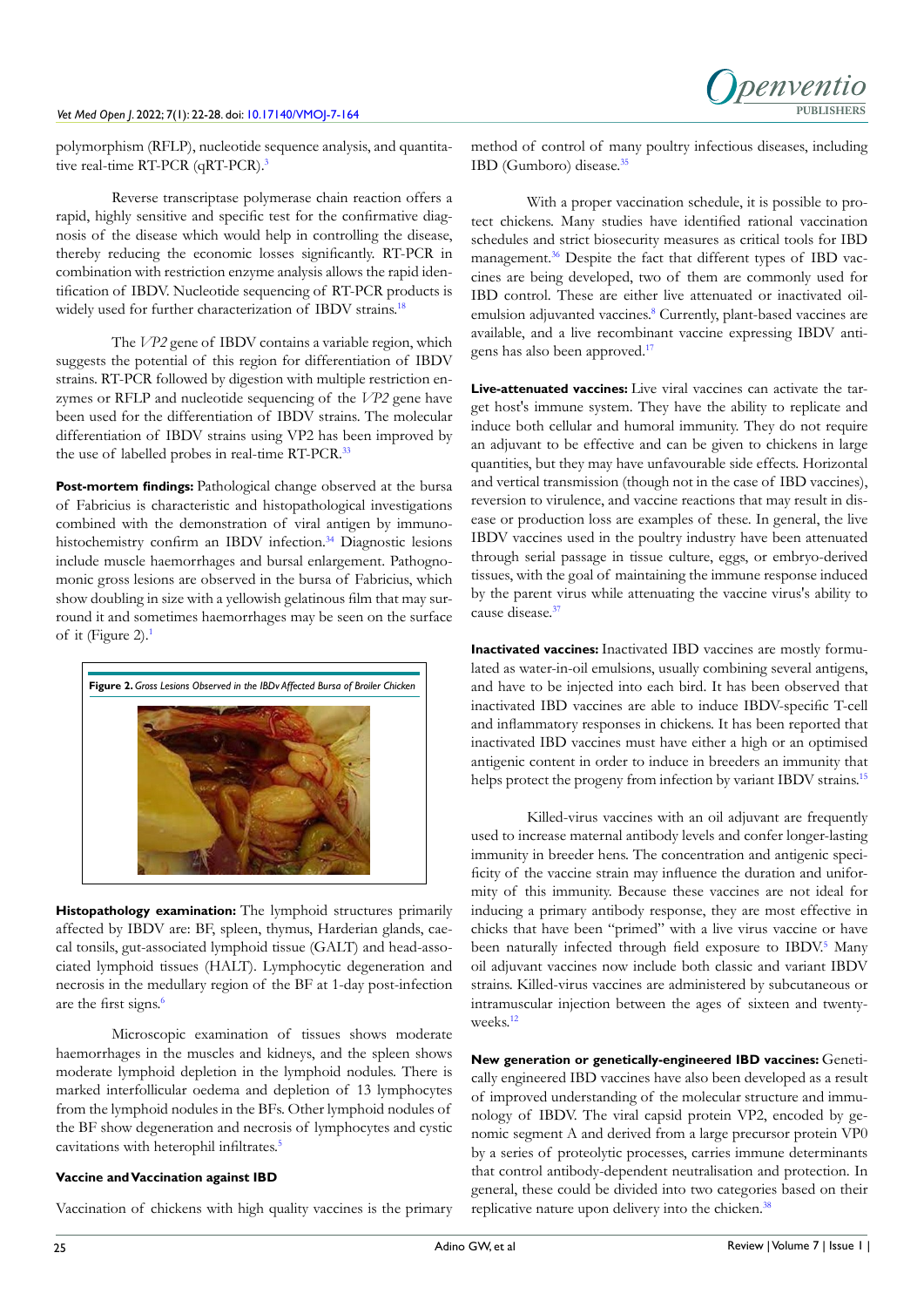polymorphism (RFLP), nucleotide sequence analysis, and quantitative real-time RT-PCR (qRT-PCR).[3]

Reverse transcriptase polymerase chain reaction offers a rapid, highly sensitive and specific test for the confirmative diagnosis of the disease which would help in controlling the disease, thereby reducing the economic losses significantly. RT-PCR in combination with restriction enzyme analysis allows the rapid identification of IBDV. Nucleotide sequencing of RT-PCR products is widely used for further characterization of IBDV strains.[18]

The *VP2* gene of IBDV contains a variable region, which suggests the potential of this region for differentiation of IBDV strains. RT-PCR followed by digestion with multiple restriction enzymes or RFLP and nucleotide sequencing of the *VP2* gene have been used for the differentiation of IBDV strains. The molecular differentiation of IBDV strains using VP2 has been improved by the use of labelled probes in real-time RT-PCR.[33]

**Post-mortem findings:** Pathological change observed at the bursa of Fabricius is characteristic and histopathological investigations combined with the demonstration of viral antigen by immunohistochemistry confirm an IBDV infection.[34] Diagnostic lesions include muscle haemorrhages and bursal enlargement. Pathognomonic gross lesions are observed in the bursa of Fabricius, which show doubling in size with a yellowish gelatinous film that may surround it and sometimes haemorrhages may be seen on the surface of it (Figure 2).[1]

**Figure 2.** *Gross Lesions Observed in the IBDv Affected Bursa of Broiler Chicken*

**Histopathology examination:** The lymphoid structures primarily affected by IBDV are: BF, spleen, thymus, Harderian glands, caecal tonsils, gut-associated lymphoid tissue (GALT) and head-associated lymphoid tissues (HALT). Lymphocytic degeneration and necrosis in the medullary region of the BF at 1-day post-infection are the first signs.[6]

Microscopic examination of tissues shows moderate haemorrhages in the muscles and kidneys, and the spleen shows moderate lymphoid depletion in the lymphoid nodules. There is marked interfollicular oedema and depletion of 13 lymphocytes from the lymphoid nodules in the BFs. Other lymphoid nodules of the BF show degeneration and necrosis of lymphocytes and cystic cavitations with heterophil infiltrates.[5]

### Vaccine and Vaccination against IBD

Vaccination of chickens with high quality vaccines is the primary method of control of many poultry infectious diseases, including IBD (Gumboro) disease.[35]

With a proper vaccination schedule, it is possible to protect chickens. Many studies have identified rational vaccination schedules and strict biosecurity measures as critical tools for IBD management.[36] Despite the fact that different types of IBD vaccines are being developed, two of them are commonly used for IBD control. These are either live attenuated or inactivated oil-emulsion adjuvanted vaccines.[8] Currently, plant-based vaccines are available, and a live recombinant vaccine expressing IBDV antigens has also been approved.[17]

**Live-attenuated vaccines:** Live viral vaccines can activate the target host's immune system. They have the ability to replicate and induce both cellular and humoral immunity. They do not require an adjuvant to be effective and can be given to chickens in large quantities, but they may have unfavourable side effects. Horizontal and vertical transmission (though not in the case of IBD vaccines), reversion to virulence, and vaccine reactions that may result in disease or production loss are examples of these. In general, the live IBDV vaccines used in the poultry industry have been attenuated through serial passage in tissue culture, eggs, or embryo-derived tissues, with the goal of maintaining the immune response induced by the parent virus while attenuating the vaccine virus's ability to cause disease.[37]

**Inactivated vaccines:** Inactivated IBD vaccines are mostly formulated as water-in-oil emulsions, usually combining several antigens, and have to be injected into each bird. It has been observed that inactivated IBD vaccines are able to induce IBDV-specific T-cell and inflammatory responses in chickens. It has been reported that inactivated IBD vaccines must have either a high or an optimised antigenic content in order to induce in breeders an immunity that helps protect the progeny from infection by variant IBDV strains.[15]

Killed-virus vaccines with an oil adjuvant are frequently used to increase maternal antibody levels and confer longer-lasting immunity in breeder hens. The concentration and antigenic specificity of the vaccine strain may influence the duration and uniformity of this immunity. Because these vaccines are not ideal for inducing a primary antibody response, they are most effective in chicks that have been "primed" with a live virus vaccine or have been naturally infected through field exposure to IBDV.[5] Many oil adjuvant vaccines now include both classic and variant IBDV strains. Killed-virus vaccines are administered by subcutaneous or intramuscular injection between the ages of sixteen and twenty-weeks.[12]

**New generation or genetically-engineered IBD vaccines:** Genetically engineered IBD vaccines have also been developed as a result of improved understanding of the molecular structure and immunology of IBDV. The viral capsid protein VP2, encoded by genomic segment A and derived from a large precursor protein VP0 by a series of proteolytic processes, carries immune determinants that control antibody-dependent neutralisation and protection. In general, these could be divided into two categories based on their replicative nature upon delivery into the chicken.[38]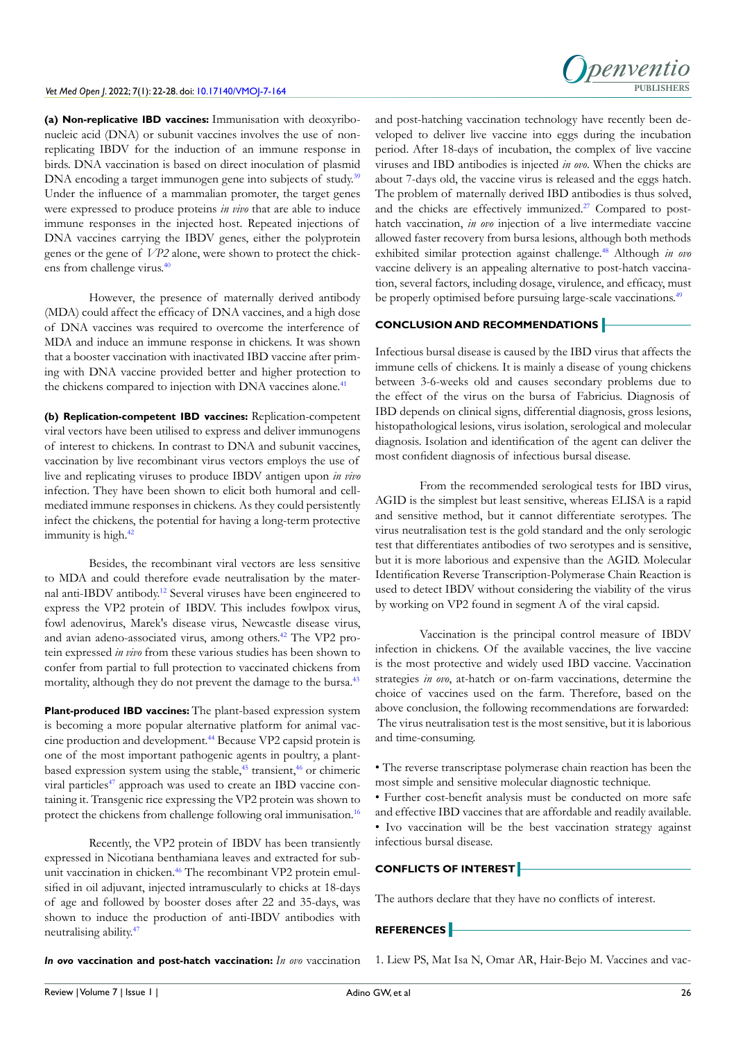**(a) Non-replicative IBD vaccines:** Immunisation with deoxyribonucleic acid (DNA) or subunit vaccines involves the use of non-replicating IBDV for the induction of an immune response in birds. DNA vaccination is based on direct inoculation of plasmid DNA encoding a target immunogen gene into subjects of study.[39] Under the influence of a mammalian promoter, the target genes were expressed to produce proteins *in vivo* that are able to induce immune responses in the injected host. Repeated injections of DNA vaccines carrying the IBDV genes, either the polyprotein genes or the gene of *VP2* alone, were shown to protect the chickens from challenge virus.[40]

However, the presence of maternally derived antibody (MDA) could affect the efficacy of DNA vaccines, and a high dose of DNA vaccines was required to overcome the interference of MDA and induce an immune response in chickens. It was shown that a booster vaccination with inactivated IBD vaccine after priming with DNA vaccine provided better and higher protection to the chickens compared to injection with DNA vaccines alone.[41]

**(b) Replication-competent IBD vaccines:** Replication-competent viral vectors have been utilised to express and deliver immunogens of interest to chickens. In contrast to DNA and subunit vaccines, vaccination by live recombinant virus vectors employs the use of live and replicating viruses to produce IBDV antigen upon *in vivo* infection. They have been shown to elicit both humoral and cell-mediated immune responses in chickens. As they could persistently infect the chickens, the potential for having a long-term protective immunity is high.[42]

Besides, the recombinant viral vectors are less sensitive to MDA and could therefore evade neutralisation by the maternal anti-IBDV antibody.[12] Several viruses have been engineered to express the VP2 protein of IBDV. This includes fowlpox virus, fowl adenovirus, Marek's disease virus, Newcastle disease virus, and avian adeno-associated virus, among others.[42] The VP2 protein expressed *in vivo* from these various studies has been shown to confer from partial to full protection to vaccinated chickens from mortality, although they do not prevent the damage to the bursa.[43]

**Plant-produced IBD vaccines:** The plant-based expression system is becoming a more popular alternative platform for animal vaccine production and development.[44] Because VP2 capsid protein is one of the most important pathogenic agents in poultry, a plant-based expression system using the stable,[45] transient,[46] or chimeric viral particles[47] approach was used to create an IBD vaccine containing it. Transgenic rice expressing the VP2 protein was shown to protect the chickens from challenge following oral immunisation.[16]

Recently, the VP2 protein of IBDV has been transiently expressed in Nicotiana benthamiana leaves and extracted for subunit vaccination in chicken.[46] The recombinant VP2 protein emulsified in oil adjuvant, injected intramuscularly to chicks at 18-days of age and followed by booster doses after 22 and 35-days, was shown to induce the production of anti-IBDV antibodies with neutralising ability.[47]

***In ovo* vaccination and post-hatch vaccination:** *In ovo* vaccination and post-hatching vaccination technology have recently been developed to deliver live vaccine into eggs during the incubation period. After 18-days of incubation, the complex of live vaccine viruses and IBD antibodies is injected *in ovo*. When the chicks are about 7-days old, the vaccine virus is released and the eggs hatch. The problem of maternally derived IBD antibodies is thus solved, and the chicks are effectively immunized.[27] Compared to post-hatch vaccination, *in ovo* injection of a live intermediate vaccine allowed faster recovery from bursa lesions, although both methods exhibited similar protection against challenge.[48] Although *in ovo* vaccine delivery is an appealing alternative to post-hatch vaccination, several factors, including dosage, virulence, and efficacy, must be properly optimised before pursuing large-scale vaccinations.[49]

## CONCLUSION AND RECOMMENDATIONS

Infectious bursal disease is caused by the IBD virus that affects the immune cells of chickens. It is mainly a disease of young chickens between 3-6-weeks old and causes secondary problems due to the effect of the virus on the bursa of Fabricius. Diagnosis of IBD depends on clinical signs, differential diagnosis, gross lesions, histopathological lesions, virus isolation, serological and molecular diagnosis. Isolation and identification of the agent can deliver the most confident diagnosis of infectious bursal disease.

From the recommended serological tests for IBD virus, AGID is the simplest but least sensitive, whereas ELISA is a rapid and sensitive method, but it cannot differentiate serotypes. The virus neutralisation test is the gold standard and the only serologic test that differentiates antibodies of two serotypes and is sensitive, but it is more laborious and expensive than the AGID. Molecular Identification Reverse Transcription-Polymerase Chain Reaction is used to detect IBDV without considering the viability of the virus by working on VP2 found in segment A of the viral capsid.

Vaccination is the principal control measure of IBDV infection in chickens. Of the available vaccines, the live vaccine is the most protective and widely used IBD vaccine. Vaccination strategies *in ovo*, at-hatch or on-farm vaccinations, determine the choice of vaccines used on the farm. Therefore, based on the above conclusion, the following recommendations are forwarded: The virus neutralisation test is the most sensitive, but it is laborious and time-consuming.

- The reverse transcriptase polymerase chain reaction has been the most simple and sensitive molecular diagnostic technique.
- Further cost-benefit analysis must be conducted on more safe and effective IBD vaccines that are affordable and readily available.
- Ivo vaccination will be the best vaccination strategy against infectious bursal disease.

## CONFLICTS OF INTEREST

The authors declare that they have no conflicts of interest.

## REFERENCES

1. Liew PS, Mat Isa N, Omar AR, Hair-Bejo M. Vaccines and vac-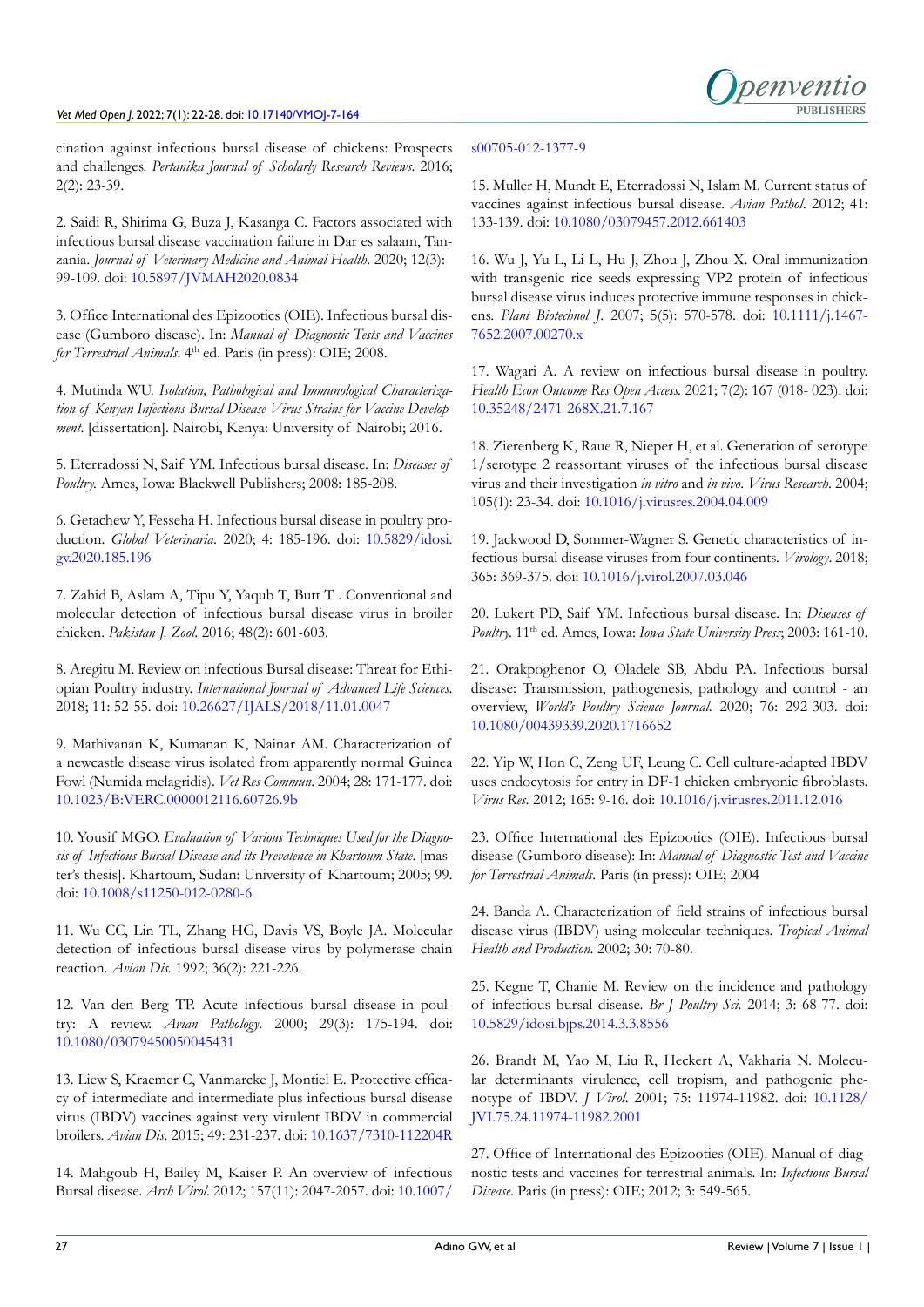cination against infectious bursal disease of chickens: Prospects and challenges. *Pertanika Journal of Scholarly Research Reviews*. 2016; 2(2): 23-39.

2. Saidi R, Shirima G, Buza J, Kasanga C. Factors associated with infectious bursal disease vaccination failure in Dar es salaam, Tanzania. *Journal of Veterinary Medicine and Animal Health*. 2020; 12(3): 99-109. doi: 10.5897/JVMAH2020.0834

3. Office International des Epizootics (OIE). Infectious bursal disease (Gumboro disease). In: *Manual of Diagnostic Tests and Vaccines for Terrestrial Animals*. 4th ed. Paris (in press): OIE; 2008.

4. Mutinda WU. *Isolation, Pathological and Immunological Characterization of Kenyan Infectious Bursal Disease Virus Strains for Vaccine Development*. [dissertation]. Nairobi, Kenya: University of Nairobi; 2016.

5. Eterradossi N, Saif YM. Infectious bursal disease. In: *Diseases of Poultry*. Ames, Iowa: Blackwell Publishers; 2008: 185-208.

6. Getachew Y, Fesseha H. Infectious bursal disease in poultry production. *Global Veterinaria*. 2020; 4: 185-196. doi: 10.5829/idosi.gv.2020.185.196

7. Zahid B, Aslam A, Tipu Y, Yaqub T, Butt T . Conventional and molecular detection of infectious bursal disease virus in broiler chicken. *Pakistan J. Zool.* 2016; 48(2): 601-603.

8. Aregitu M. Review on infectious Bursal disease: Threat for Ethiopian Poultry industry. *International Journal of Advanced Life Sciences*. 2018; 11: 52-55. doi: 10.26627/IJALS/2018/11.01.0047

9. Mathivanan K, Kumanan K, Nainar AM. Characterization of a newcastle disease virus isolated from apparently normal Guinea Fowl (Numida melagridis). *Vet Res Commun*. 2004; 28: 171-177. doi: 10.1023/B:VERC.0000012116.60726.9b

10. Yousif MGO. *Evaluation of Various Techniques Used for the Diagnosis of Infectious Bursal Disease and its Prevalence in Khartoum State*. [master's thesis]. Khartoum, Sudan: University of Khartoum; 2005; 99. doi: 10.1008/s11250-012-0280-6

11. Wu CC, Lin TL, Zhang HG, Davis VS, Boyle JA. Molecular detection of infectious bursal disease virus by polymerase chain reaction. *Avian Dis*. 1992; 36(2): 221-226.

12. Van den Berg TP. Acute infectious bursal disease in poultry: A review. *Avian Pathology*. 2000; 29(3): 175-194. doi: 10.1080/03079450050045431

13. Liew S, Kraemer C, Vanmarcke J, Montiel E. Protective efficacy of intermediate and intermediate plus infectious bursal disease virus (IBDV) vaccines against very virulent IBDV in commercial broilers. *Avian Dis*. 2015; 49: 231-237. doi: 10.1637/7310-112204R

14. Mahgoub H, Bailey M, Kaiser P. An overview of infectious Bursal disease. *Arch Virol*. 2012; 157(11): 2047-2057. doi: 10.1007/s00705-012-1377-9

15. Muller H, Mundt E, Eterradossi N, Islam M. Current status of vaccines against infectious bursal disease. *Avian Pathol*. 2012; 41: 133-139. doi: 10.1080/03079457.2012.661403

16. Wu J, Yu L, Li L, Hu J, Zhou J, Zhou X. Oral immunization with transgenic rice seeds expressing VP2 protein of infectious bursal disease virus induces protective immune responses in chickens. *Plant Biotechnol J*. 2007; 5(5): 570-578. doi: 10.1111/j.1467-7652.2007.00270.x

17. Wagari A. A review on infectious bursal disease in poultry. *Health Econ Outcome Res Open Access*. 2021; 7(2): 167 (018- 023). doi: 10.35248/2471-268X.21.7.167

18. Zierenberg K, Raue R, Nieper H, et al. Generation of serotype 1/serotype 2 reassortant viruses of the infectious bursal disease virus and their investigation *in vitro* and *in vivo*. *Virus Research*. 2004; 105(1): 23-34. doi: 10.1016/j.virusres.2004.04.009

19. Jackwood D, Sommer-Wagner S. Genetic characteristics of infectious bursal disease viruses from four continents. *Virology*. 2018; 365: 369-375. doi: 10.1016/j.virol.2007.03.046

20. Lukert PD, Saif YM. Infectious bursal disease. In: *Diseases of Poultry*. 11th ed. Ames, Iowa: *Iowa State University Press*; 2003: 161-10.

21. Orakpoghenor O, Oladele SB, Abdu PA. Infectious bursal disease: Transmission, pathogenesis, pathology and control - an overview, *World's Poultry Science Journal*. 2020; 76: 292-303. doi: 10.1080/00439339.2020.1716652

22. Yip W, Hon C, Zeng UF, Leung C. Cell culture-adapted IBDV uses endocytosis for entry in DF-1 chicken embryonic fibroblasts. *Virus Res*. 2012; 165: 9-16. doi: 10.1016/j.virusres.2011.12.016

23. Office International des Epizootics (OIE). Infectious bursal disease (Gumboro disease): In: *Manual of Diagnostic Test and Vaccine for Terrestrial Animals*. Paris (in press): OIE; 2004

24. Banda A. Characterization of field strains of infectious bursal disease virus (IBDV) using molecular techniques. *Tropical Animal Health and Production*. 2002; 30: 70-80.

25. Kegne T, Chanie M. Review on the incidence and pathology of infectious bursal disease. *Br J Poultry Sci*. 2014; 3: 68-77. doi: 10.5829/idosi.bjps.2014.3.3.8556

26. Brandt M, Yao M, Liu R, Heckert A, Vakharia N. Molecular determinants virulence, cell tropism, and pathogenic phenotype of IBDV. *J Virol*. 2001; 75: 11974-11982. doi: 10.1128/JVI.75.24.11974-11982.2001

27. Office of International des Epizooties (OIE). Manual of diagnostic tests and vaccines for terrestrial animals. In: *Infectious Bursal Disease*. Paris (in press): OIE; 2012; 3: 549-565.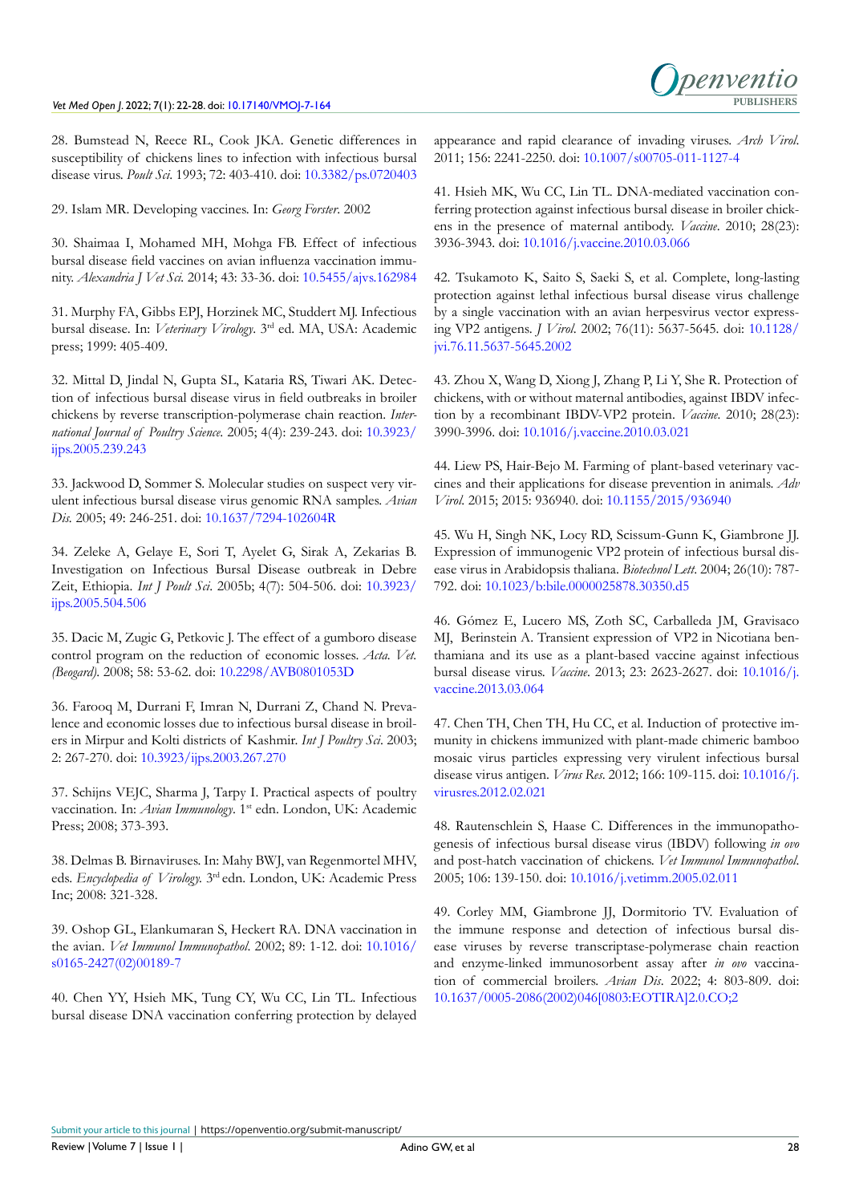28. Bumstead N, Reece RL, Cook JKA. Genetic differences in susceptibility of chickens lines to infection with infectious bursal disease virus. *Poult Sci*. 1993; 72: 403-410. doi: 10.3382/ps.0720403

29. Islam MR. Developing vaccines. In: *Georg Forster*. 2002

30. Shaimaa I, Mohamed MH, Mohga FB. Effect of infectious bursal disease field vaccines on avian influenza vaccination immunity. *Alexandria J Vet Sci*. 2014; 43: 33-36. doi: 10.5455/ajvs.162984

31. Murphy FA, Gibbs EPJ, Horzinek MC, Studdert MJ. Infectious bursal disease. In: *Veterinary Virology*. 3rd ed. MA, USA: Academic press; 1999: 405-409.

32. Mittal D, Jindal N, Gupta SL, Kataria RS, Tiwari AK. Detection of infectious bursal disease virus in field outbreaks in broiler chickens by reverse transcription-polymerase chain reaction. *International Journal of Poultry Science*. 2005; 4(4): 239-243. doi: 10.3923/ijps.2005.239.243

33. Jackwood D, Sommer S. Molecular studies on suspect very virulent infectious bursal disease virus genomic RNA samples. *Avian Dis*. 2005; 49: 246-251. doi: 10.1637/7294-102604R

34. Zeleke A, Gelaye E, Sori T, Ayelet G, Sirak A, Zekarias B. Investigation on Infectious Bursal Disease outbreak in Debre Zeit, Ethiopia. *Int J Poult Sci*. 2005b; 4(7): 504-506. doi: 10.3923/ijps.2005.504.506

35. Dacic M, Zugic G, Petkovic J. The effect of a gumboro disease control program on the reduction of economic losses. *Acta. Vet. (Beogard)*. 2008; 58: 53-62. doi: 10.2298/AVB0801053D

36. Farooq M, Durrani F, Imran N, Durrani Z, Chand N. Prevalence and economic losses due to infectious bursal disease in broilers in Mirpur and Kolti districts of Kashmir. *Int J Poultry Sci*. 2003; 2: 267-270. doi: 10.3923/ijps.2003.267.270

37. Schijns VEJC, Sharma J, Tarpy I. Practical aspects of poultry vaccination. In: *Avian Immunology*. 1st edn. London, UK: Academic Press; 2008; 373-393.

38. Delmas B. Birnaviruses. In: Mahy BWJ, van Regenmortel MHV, eds. *Encyclopedia of Virology*. 3rd edn. London, UK: Academic Press Inc; 2008: 321-328.

39. Oshop GL, Elankumaran S, Heckert RA. DNA vaccination in the avian. *Vet Immunol Immunopathol*. 2002; 89: 1-12. doi: 10.1016/s0165-2427(02)00189-7

40. Chen YY, Hsieh MK, Tung CY, Wu CC, Lin TL. Infectious bursal disease DNA vaccination conferring protection by delayed appearance and rapid clearance of invading viruses. *Arch Virol*. 2011; 156: 2241-2250. doi: 10.1007/s00705-011-1127-4

41. Hsieh MK, Wu CC, Lin TL. DNA-mediated vaccination conferring protection against infectious bursal disease in broiler chickens in the presence of maternal antibody. *Vaccine*. 2010; 28(23): 3936-3943. doi: 10.1016/j.vaccine.2010.03.066

42. Tsukamoto K, Saito S, Saeki S, et al. Complete, long-lasting protection against lethal infectious bursal disease virus challenge by a single vaccination with an avian herpesvirus vector expressing VP2 antigens. *J Virol*. 2002; 76(11): 5637-5645. doi: 10.1128/jvi.76.11.5637-5645.2002

43. Zhou X, Wang D, Xiong J, Zhang P, Li Y, She R. Protection of chickens, with or without maternal antibodies, against IBDV infection by a recombinant IBDV-VP2 protein. *Vaccine*. 2010; 28(23): 3990-3996. doi: 10.1016/j.vaccine.2010.03.021

44. Liew PS, Hair-Bejo M. Farming of plant-based veterinary vaccines and their applications for disease prevention in animals. *Adv Virol*. 2015; 2015: 936940. doi: 10.1155/2015/936940

45. Wu H, Singh NK, Locy RD, Scissum-Gunn K, Giambrone JJ. Expression of immunogenic VP2 protein of infectious bursal disease virus in Arabidopsis thaliana. *Biotechnol Lett*. 2004; 26(10): 787-792. doi: 10.1023/b:bile.0000025878.30350.d5

46. Gómez E, Lucero MS, Zoth SC, Carballeda JM, Gravisaco MJ, Berinstein A. Transient expression of VP2 in Nicotiana benthamiana and its use as a plant-based vaccine against infectious bursal disease virus. *Vaccine*. 2013; 23: 2623-2627. doi: 10.1016/j.vaccine.2013.03.064

47. Chen TH, Chen TH, Hu CC, et al. Induction of protective immunity in chickens immunized with plant-made chimeric bamboo mosaic virus particles expressing very virulent infectious bursal disease virus antigen. *Virus Res*. 2012; 166: 109-115. doi: 10.1016/j.virusres.2012.02.021

48. Rautenschlein S, Haase C. Differences in the immunopathogenesis of infectious bursal disease virus (IBDV) following *in ovo* and post-hatch vaccination of chickens. *Vet Immunol Immunopathol*. 2005; 106: 139-150. doi: 10.1016/j.vetimm.2005.02.011

49. Corley MM, Giambrone JJ, Dormitorio TV. Evaluation of the immune response and detection of infectious bursal disease viruses by reverse transcriptase-polymerase chain reaction and enzyme-linked immunosorbent assay after *in ovo* vaccination of commercial broilers. *Avian Dis*. 2022; 4: 803-809. doi: 10.1637/0005-2086(2002)046[0803:EOTIRA]2.0.CO;2